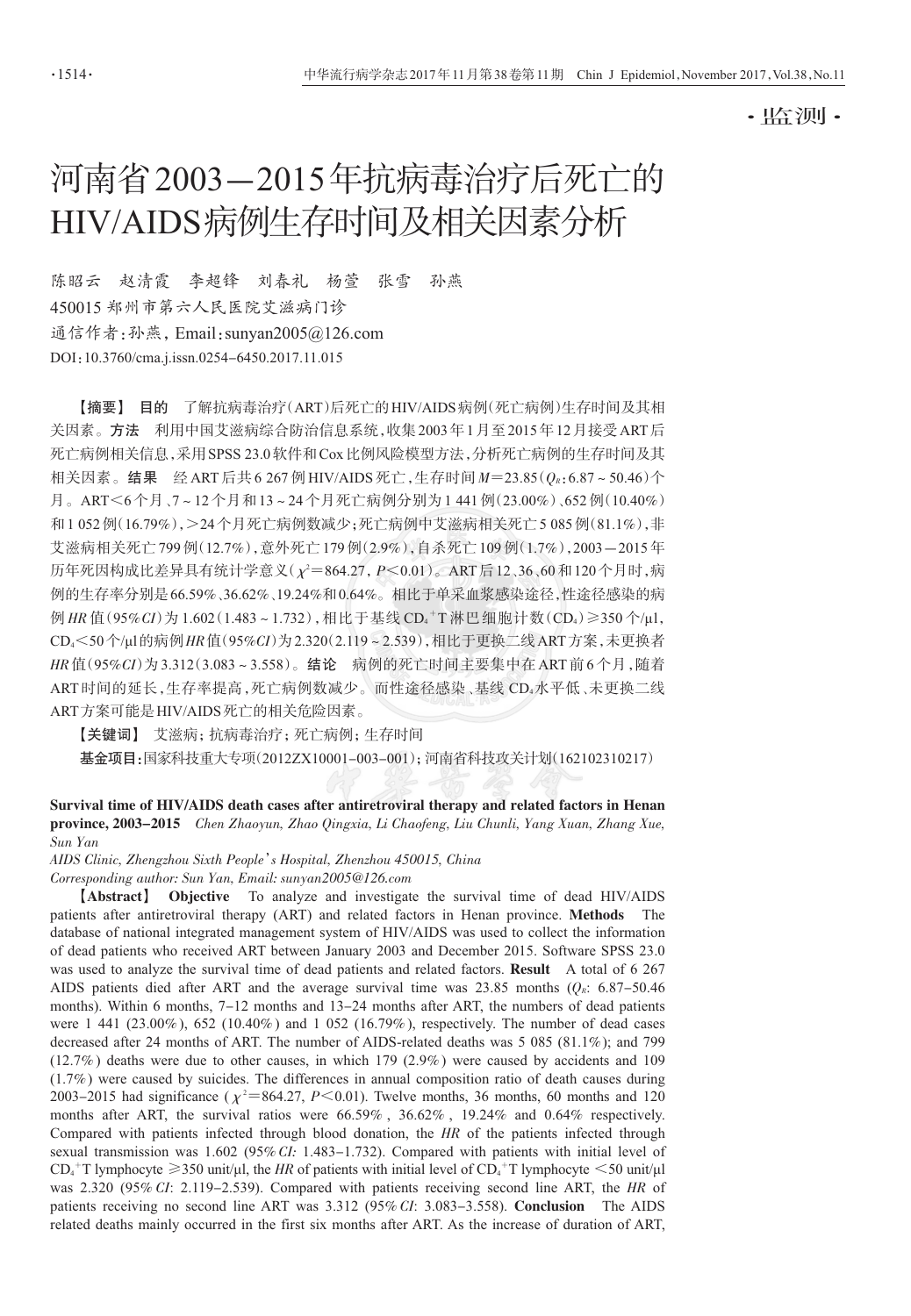·监测·

# 河南省2003—2015年抗病毒治疗后死亡的HIV/AIDS病例生存时间及相关因素分析

陈昭云　赵清霞　李超锋　刘春礼　杨萱　张雪　孙燕

450015 郑州市第六人民医院艾滋病门诊

通信作者：孙燕，Email：sunyan2005@126.com

DOI：10.3760/cma.j.issn.0254-6450.2017.11.015

【摘要】 **目的**　了解抗病毒治疗（ART）后死亡的HIV/AIDS病例（死亡病例）生存时间及其相关因素。**方法**　利用中国艾滋病综合防治信息系统，收集2003年1月至2015年12月接受ART后死亡病例相关信息，采用SPSS 23.0软件和Cox比例风险模型方法，分析死亡病例的生存时间及其相关因素。**结果**　经ART后共6 267例HIV/AIDS死亡，生存时间$M$=23.85（$Q_R$：6.87～50.46）个月。ART<6个月、7～12个月和13～24个月死亡病例分别为1 441例（23.00%）、652例（10.40%）和1 052例（16.79%），>24个月死亡病例数减少；死亡病例中艾滋病相关死亡5 085例（81.1%），非艾滋病相关死亡799例（12.7%），意外死亡179例（2.9%），自杀死亡109例（1.7%），2003—2015年历年死因构成比差异具有统计学意义（$\chi^2$=864.27，$P$<0.01）。ART后12、36、60和120个月时，病例的生存率分别是66.59%、36.62%、19.24%和0.64%。相比于单采血浆感染途径，性途径感染的病例$HR$值（95%$CI$）为1.602（1.483～1.732），相比于基线$CD_4^+$T淋巴细胞计数（$CD_4$）≥350个/μl，$CD_4$<50个/μl的病例$HR$值（95%$CI$）为2.320（2.119～2.539），相比于更换二线ART方案，未更换者$HR$值（95%$CI$）为3.312（3.083～3.558）。**结论**　病例的死亡时间主要集中在ART前6个月，随着ART时间的延长，生存率提高，死亡病例数减少。而性途径感染、基线$CD_4$水平低、未更换二线ART方案可能是HIV/AIDS死亡的相关危险因素。

【关键词】 艾滋病；抗病毒治疗；死亡病例；生存时间

**基金项目：**国家科技重大专项（2012ZX10001-003-001）；河南省科技攻关计划（162102310217）

**Survival time of HIV/AIDS death cases after antiretroviral therapy and related factors in Henan province, 2003-2015**　*Chen Zhaoyun, Zhao Qingxia, Li Chaofeng, Liu Chunli, Yang Xuan, Zhang Xue, Sun Yan*

*AIDS Clinic, Zhengzhou Sixth People's Hospital, Zhenzhou 450015, China*

*Corresponding author: Sun Yan, Email: sunyan2005@126.com*

【**Abstract**】 **Objective**　To analyze and investigate the survival time of dead HIV/AIDS patients after antiretroviral therapy (ART) and related factors in Henan province. **Methods**　The database of national integrated management system of HIV/AIDS was used to collect the information of dead patients who received ART between January 2003 and December 2015. Software SPSS 23.0 was used to analyze the survival time of dead patients and related factors. **Result**　A total of 6 267 AIDS patients died after ART and the average survival time was 23.85 months ($Q_R$: 6.87-50.46 months). Within 6 months, 7-12 months and 13-24 months after ART, the numbers of dead patients were 1 441 (23.00%), 652 (10.40%) and 1 052 (16.79%), respectively. The number of dead cases decreased after 24 months of ART. The number of AIDS-related deaths was 5 085 (81.1%); and 799 (12.7%) deaths were due to other causes, in which 179 (2.9%) were caused by accidents and 109 (1.7%) were caused by suicides. The differences in annual composition ratio of death causes during 2003-2015 had significance ($\chi^2$=864.27, $P$<0.01). Twelve months, 36 months, 60 months and 120 months after ART, the survival ratios were 66.59%, 36.62%, 19.24% and 0.64% respectively. Compared with patients infected through blood donation, the $HR$ of the patients infected through sexual transmission was 1.602 (95%$CI$: 1.483-1.732). Compared with patients with initial level of $CD_4^+$T lymphocyte ≥350 unit/μl, the $HR$ of patients with initial level of $CD_4^+$T lymphocyte <50 unit/μl was 2.320 (95%$CI$: 2.119-2.539). Compared with patients receiving second line ART, the $HR$ of patients receiving no second line ART was 3.312 (95%$CI$: 3.083-3.558). **Conclusion**　The AIDS related deaths mainly occurred in the first six months after ART. As the increase of duration of ART,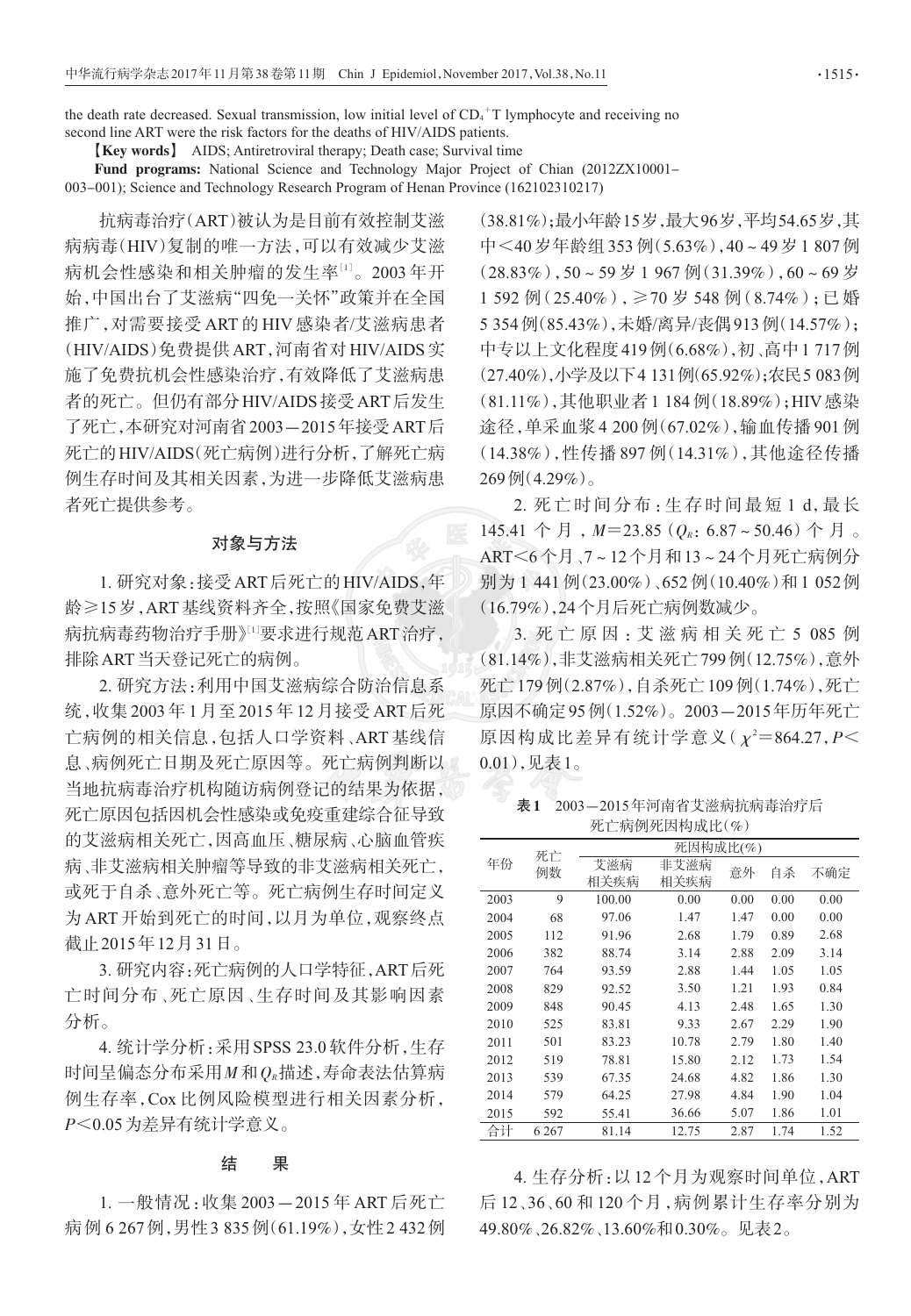the death rate decreased. Sexual transmission, low initial level of $CD_4^+$ T lymphocyte and receiving no second line ART were the risk factors for the deaths of HIV/AIDS patients.

【**Key words**】 AIDS; Antiretroviral therapy; Death case; Survival time

**Fund programs:** National Science and Technology Major Project of Chian (2012ZX10001-003-001); Science and Technology Research Program of Henan Province (162102310217)

抗病毒治疗(ART)被认为是目前有效控制艾滋病病毒(HIV)复制的唯一方法,可以有效减少艾滋病机会性感染和相关肿瘤的发生率[1]。2003年开始,中国出台了艾滋病"四免一关怀"政策并在全国推广,对需要接受ART的HIV感染者/艾滋病患者(HIV/AIDS)免费提供ART,河南省对HIV/AIDS实施了免费抗机会性感染治疗,有效降低了艾滋病患者的死亡。但仍有部分HIV/AIDS接受ART后发生了死亡,本研究对河南省2003—2015年接受ART后死亡的HIV/AIDS(死亡病例)进行分析,了解死亡病例生存时间及其相关因素,为进一步降低艾滋病患者死亡提供参考。

## 对象与方法

1. 研究对象:接受ART后死亡的HIV/AIDS,年龄≥15岁,ART基线资料齐全,按照《国家免费艾滋病抗病毒药物治疗手册》[1]要求进行规范ART治疗,排除ART当天登记死亡的病例。

2. 研究方法:利用中国艾滋病综合防治信息系统,收集2003年1月至2015年12月接受ART后死亡病例的相关信息,包括人口学资料、ART基线信息、病例死亡日期及死亡原因等。死亡病例判断以当地抗病毒治疗机构随访病例登记的结果为依据,死亡原因包括因机会性感染或免疫重建综合征导致的艾滋病相关死亡,因高血压、糖尿病、心脑血管疾病、非艾滋病相关肿瘤等导致的非艾滋病相关死亡,或死于自杀、意外死亡等。死亡病例生存时间定义为ART开始到死亡的时间,以月为单位,观察终点截止2015年12月31日。

3. 研究内容:死亡病例的人口学特征,ART后死亡时间分布、死亡原因、生存时间及其影响因素分析。

4. 统计学分析:采用SPSS 23.0软件分析,生存时间呈偏态分布采用$M$和$Q_R$描述,寿命表法估算病例生存率,Cox比例风险模型进行相关因素分析,$P$<0.05为差异有统计学意义。

## 结　果

1. 一般情况:收集2003—2015年ART后死亡病例6 267例,男性3 835例(61.19%),女性2 432例(38.81%);最小年龄15岁,最大96岁,平均54.65岁,其中<40岁年龄组353例(5.63%),40~49岁1 807例(28.83%),50~59岁1 967例(31.39%),60~69岁1 592例(25.40%),≥70岁548例(8.74%);已婚5 354例(85.43%),未婚/离异/丧偶913例(14.57%);中专以上文化程度419例(6.68%),初、高中1 717例(27.40%),小学及以下4 131例(65.92%);农民5 083例(81.11%),其他职业者1 184例(18.89%);HIV感染途径,单采血浆4 200例(67.02%),输血传播901例(14.38%),性传播897例(14.31%),其他途径传播269例(4.29%)。

2. 死亡时间分布:生存时间最短1 d,最长145.41个月,$M$=23.85($Q_R$: 6.87~50.46)个月。ART<6个月、7~12个月和13~24个月死亡病例分别为1 441例(23.00%)、652例(10.40%)和1 052例(16.79%),24个月后死亡病例数减少。

3. 死亡原因:艾滋病相关死亡5 085例(81.14%),非艾滋病相关死亡799例(12.75%),意外死亡179例(2.87%),自杀死亡109例(1.74%),死亡原因不确定95例(1.52%)。2003—2015年历年死亡原因构成比差异有统计学意义($\chi^2$=864.27, $P$<0.01),见表1。

**表1** 2003—2015年河南省艾滋病抗病毒治疗后死亡病例死因构成比(%)

| 年份 | 死亡例数 | 死因构成比(%) | | | | |
|---|---|---|---|---|---|---|
| | | 艾滋病相关疾病 | 非艾滋病相关疾病 | 意外 | 自杀 | 不确定 |
| 2003 | 9 | 100.00 | 0.00 | 0.00 | 0.00 | 0.00 |
| 2004 | 68 | 97.06 | 1.47 | 1.47 | 0.00 | 0.00 |
| 2005 | 112 | 91.96 | 2.68 | 1.79 | 0.89 | 2.68 |
| 2006 | 382 | 88.74 | 3.14 | 2.88 | 2.09 | 3.14 |
| 2007 | 764 | 93.59 | 2.88 | 1.44 | 1.05 | 1.05 |
| 2008 | 829 | 92.52 | 3.50 | 1.21 | 1.93 | 0.84 |
| 2009 | 848 | 90.45 | 4.13 | 2.48 | 1.65 | 1.30 |
| 2010 | 525 | 83.81 | 9.33 | 2.67 | 2.29 | 1.90 |
| 2011 | 501 | 83.23 | 10.78 | 2.79 | 1.80 | 1.40 |
| 2012 | 519 | 78.81 | 15.80 | 2.12 | 1.73 | 1.54 |
| 2013 | 539 | 67.35 | 24.68 | 4.82 | 1.86 | 1.30 |
| 2014 | 579 | 64.25 | 27.98 | 4.84 | 1.90 | 1.04 |
| 2015 | 592 | 55.41 | 36.66 | 5.07 | 1.86 | 1.01 |
| 合计 | 6 267 | 81.14 | 12.75 | 2.87 | 1.74 | 1.52 |

4. 生存分析:以12个月为观察时间单位,ART后12、36、60和120个月,病例累计生存率分别为49.80%、26.82%、13.60%和0.30%。见表2。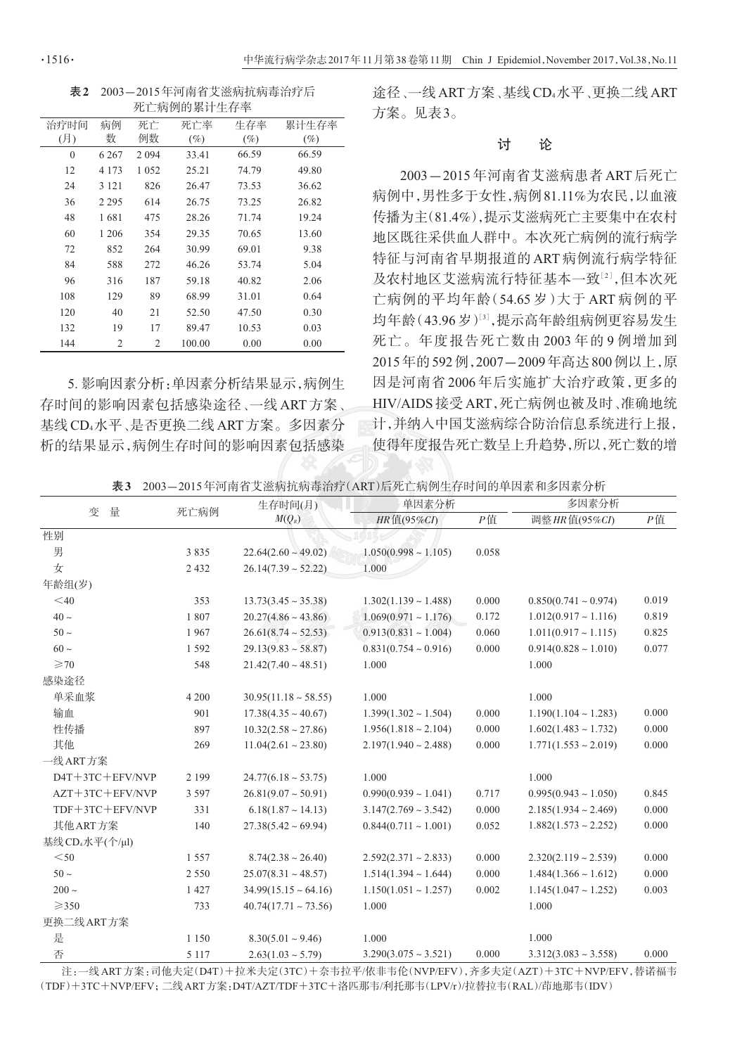**表2** 2003－2015年河南省艾滋病抗病毒治疗后死亡病例的累计生存率

| 治疗时间(月) | 病例数 | 死亡例数 | 死亡率(%) | 生存率(%) | 累计生存率(%) |
|---|---|---|---|---|---|
| 0 | 6 267 | 2 094 | 33.41 | 66.59 | 66.59 |
| 12 | 4 173 | 1 052 | 25.21 | 74.79 | 49.80 |
| 24 | 3 121 | 826 | 26.47 | 73.53 | 36.62 |
| 36 | 2 295 | 614 | 26.75 | 73.25 | 26.82 |
| 48 | 1 681 | 475 | 28.26 | 71.74 | 19.24 |
| 60 | 1 206 | 354 | 29.35 | 70.65 | 13.60 |
| 72 | 852 | 264 | 30.99 | 69.01 | 9.38 |
| 84 | 588 | 272 | 46.26 | 53.74 | 5.04 |
| 96 | 316 | 187 | 59.18 | 40.82 | 2.06 |
| 108 | 129 | 89 | 68.99 | 31.01 | 0.64 |
| 120 | 40 | 21 | 52.50 | 47.50 | 0.30 |
| 132 | 19 | 17 | 89.47 | 10.53 | 0.03 |
| 144 | 2 | 2 | 100.00 | 0.00 | 0.00 |

5. 影响因素分析：单因素分析结果显示，病例生存时间的影响因素包括感染途径、一线ART方案、基线$CD_4$水平、是否更换二线ART方案。多因素分析的结果显示，病例生存时间的影响因素包括感染途径、一线ART方案、基线$CD_4$水平、更换二线ART方案。见表3。

## 讨　论

2003－2015年河南省艾滋病患者ART后死亡病例中，男性多于女性，病例81.11%为农民，以血液传播为主(81.4%)，提示艾滋病死亡主要集中在农村地区既往采供血人群中。本次死亡病例的流行病学特征与河南省早期报道的ART病例流行病学特征及农村地区艾滋病流行特征基本一致[2]，但本次死亡病例的平均年龄(54.65岁)大于ART病例的平均年龄(43.96岁)[3]，提示高年龄组病例更容易发生死亡。年度报告死亡数由2003年的9例增加到2015年的592例，2007－2009年高达800例以上，原因是河南省2006年后实施扩大治疗政策，更多的HIV/AIDS接受ART，死亡病例也被及时、准确地统计，并纳入中国艾滋病综合防治信息系统进行上报，使得年度报告死亡数量呈上升趋势，所以，死亡数的增

**表3** 2003－2015年河南省艾滋病抗病毒治疗(ART)后死亡病例生存时间的单因素和多因素分析

| 变　量 | 死亡病例 | 生存时间(月) $M(Q_R)$ | 单因素分析 | | 多因素分析 | |
|---|---|---|---|---|---|---|
| | | | *HR*值(95%*CI*) | *P*值 | 调整*HR*值(95%*CI*) | *P*值 |
| 性别 | | | | | | |
| 男 | 3 835 | 22.64(2.60～49.02) | 1.050(0.998～1.105) | 0.058 | | |
| 女 | 2 432 | 26.14(7.39～52.22) | 1.000 | | | |
| 年龄组(岁) | | | | | | |
| ＜40 | 353 | 13.73(3.45～35.38) | 1.302(1.139～1.488) | 0.000 | 0.850(0.741～0.974) | 0.019 |
| 40～ | 1 807 | 20.27(4.86～43.86) | 1.069(0.971～1.176) | 0.172 | 1.012(0.917～1.116) | 0.819 |
| 50～ | 1 967 | 26.61(8.74～52.53) | 0.913(0.831～1.004) | 0.060 | 1.011(0.917～1.115) | 0.825 |
| 60～ | 1 592 | 29.13(9.83～58.87) | 0.831(0.754～0.916) | 0.000 | 0.914(0.828～1.010) | 0.077 |
| ≥70 | 548 | 21.42(7.40～48.51) | 1.000 | | 1.000 | |
| 感染途径 | | | | | | |
| 单采血浆 | 4 200 | 30.95(11.18～58.55) | 1.000 | | 1.000 | |
| 输血 | 901 | 17.38(4.35～40.67) | 1.399(1.302～1.504) | 0.000 | 1.190(1.104～1.283) | 0.000 |
| 性传播 | 897 | 10.32(2.58～27.86) | 1.956(1.818～2.104) | 0.000 | 1.602(1.483～1.732) | 0.000 |
| 其他 | 269 | 11.04(2.61～23.80) | 2.197(1.940～2.488) | 0.000 | 1.771(1.553～2.019) | 0.000 |
| 一线ART方案 | | | | | | |
| D4T＋3TC＋EFV/NVP | 2 199 | 24.77(6.18～53.75) | 1.000 | | 1.000 | |
| AZT＋3TC＋EFV/NVP | 3 597 | 26.81(9.07～50.91) | 0.990(0.939～1.041) | 0.717 | 0.995(0.943～1.050) | 0.845 |
| TDF＋3TC＋EFV/NVP | 331 | 6.18(1.87～14.13) | 3.147(2.769～3.542) | 0.000 | 2.185(1.934～2.469) | 0.000 |
| 其他ART方案 | 140 | 27.38(5.42～69.94) | 0.844(0.711～1.001) | 0.052 | 1.882(1.573～2.252) | 0.000 |
| 基线$CD_4$水平(个/μl) | | | | | | |
| ＜50 | 1 557 | 8.74(2.38～26.40) | 2.592(2.371～2.833) | 0.000 | 2.320(2.119～2.539) | 0.000 |
| 50～ | 2 550 | 25.07(8.31～48.57) | 1.514(1.394～1.644) | 0.000 | 1.484(1.366～1.612) | 0.000 |
| 200～ | 1 427 | 34.99(15.15～64.16) | 1.150(1.051～1.257) | 0.002 | 1.145(1.047～1.252) | 0.003 |
| ≥350 | 733 | 40.74(17.71～73.56) | 1.000 | | 1.000 | |
| 更换二线ART方案 | | | | | | |
| 是 | 1 150 | 8.30(5.01～9.46) | 1.000 | | 1.000 | |
| 否 | 5 117 | 2.63(1.03～5.79) | 3.290(3.075～3.521) | 0.000 | 3.312(3.083～3.558) | 0.000 |

注：一线ART方案：司他夫定(D4T)＋拉米夫定(3TC)＋奈韦拉平/依非韦伦(NVP/EFV)，齐多夫定(AZT)＋3TC＋NVP/EFV，替诺福韦(TDF)＋3TC＋NVP/EFV；二线ART方案：D4T/AZT/TDF＋3TC＋洛匹那韦/利托那韦(LPV/r)/拉替拉韦(RAL)/茚地那韦(IDV)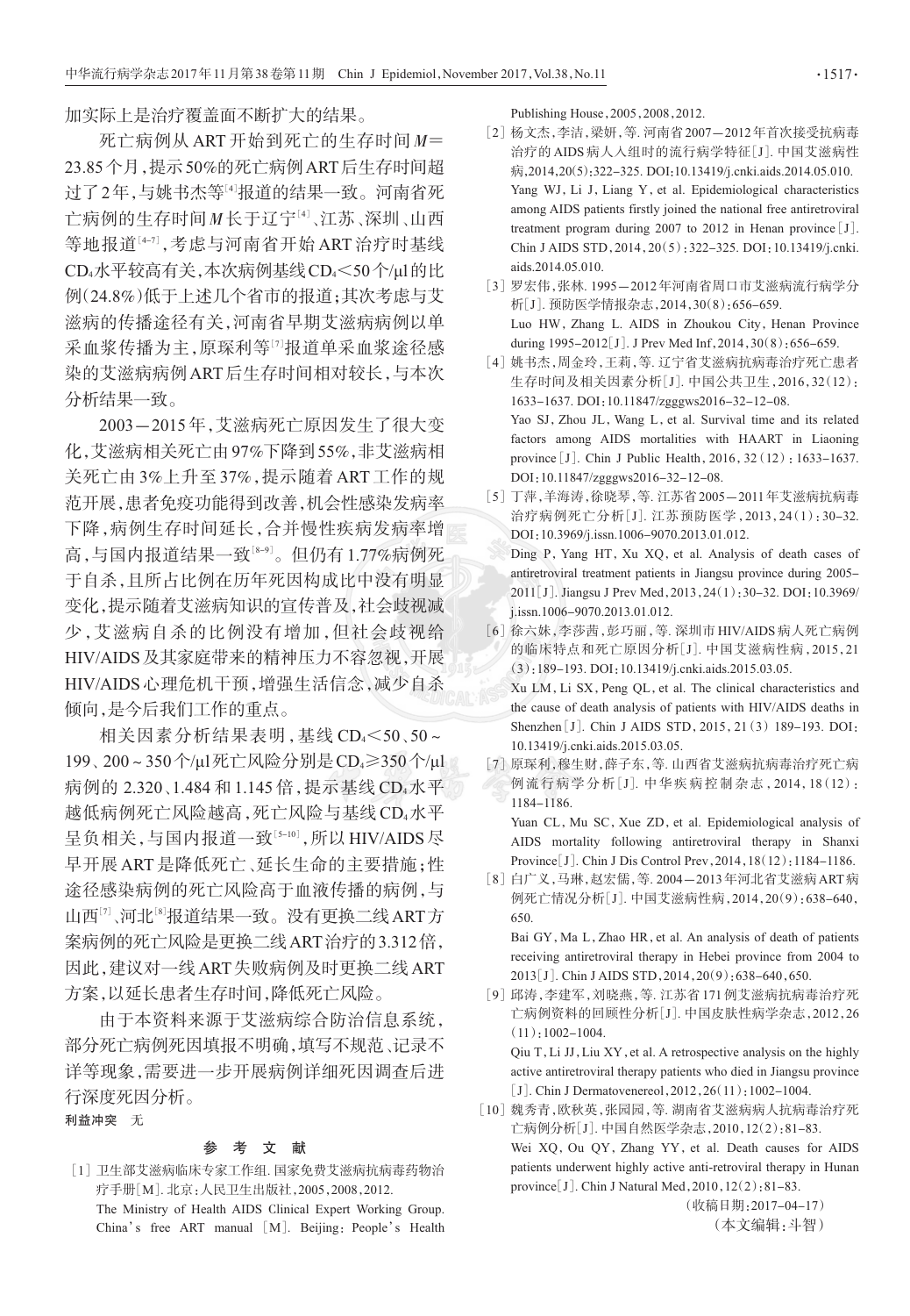加实际上是治疗覆盖面不断扩大的结果。

死亡病例从ART开始到死亡的生存时间 $M$＝23.85个月，提示50%的死亡病例ART后生存时间超过了2年，与姚书杰等[4]报道的结果一致。河南省死亡病例的生存时间 $M$ 长于辽宁[4]、江苏、深圳、山西等地报道[4-7]，考虑与河南省开始ART治疗时基线 $CD_4$ 水平较高有关，本次病例基线 $CD_4$＜50个/μl的比例（24.8%）低于上述几个省市的报道；其次考虑与艾滋病的传播途径有关，河南省早期艾滋病病例以单采血浆传播为主，原琛利等[7]报道单采血浆途径感染的艾滋病病例ART后生存时间相对较长，与本次分析结果一致。

2003－2015年，艾滋病死亡原因发生了很大变化，艾滋病相关死亡由97%下降到55%，非艾滋病相关死亡由3%上升至37%，提示随着ART工作的规范开展，患者免疫功能得到改善，机会性感染发病率下降，病例生存时间延长，合并慢性疾病发病率增高，与国内报道结果一致[8-9]。但仍有1.77%病例死于自杀，且所占比例在历年死因构成比中没有明显变化，提示随着艾滋病知识的宣传普及，社会歧视减少，艾滋病自杀的比例没有增加，但社会歧视给HIV/AIDS及其家庭带来的精神压力不容忽视，开展HIV/AIDS心理危机干预，增强生活信念，减少自杀倾向，是今后我们工作的重点。

相关因素分析结果表明，基线 $CD_4$＜50、50～199、200～350个/μl死亡风险分别是 $CD_4$≥350个/μl病例的2.320、1.484和1.145倍，提示基线 $CD_4$ 水平越低病例死亡风险越高，死亡风险与基线 $CD_4$ 水平呈负相关，与国内报道一致[5-10]，所以HIV/AIDS尽早开展ART是降低死亡、延长生命的主要措施；性途径感染病例的死亡风险高于血液传播的病例，与山西[7]、河北[8]报道结果一致。没有更换二线ART方案病例的死亡风险是更换二线ART治疗的3.312倍，因此，建议对一线ART失败病例及时更换二线ART方案，以延长患者生存时间，降低死亡风险。

由于本资料来源于艾滋病综合防治信息系统，部分死亡病例死因填报不明确，填写不规范、记录不详等现象，需要进一步开展病例详细死因调查后进行深度死因分析。

**利益冲突** 无

## 参 考 文 献

[1] 卫生部艾滋病临床专家工作组. 国家免费艾滋病抗病毒药物治疗手册[M]. 北京：人民卫生出版社，2005，2008，2012.
The Ministry of Health AIDS Clinical Expert Working Group. China's free ART manual [M]. Beijing: People's Health Publishing House, 2005, 2008, 2012.

[2] 杨文杰，李洁，梁妍，等. 河南省2007－2012年首次接受抗病毒治疗的AIDS病人入组时的流行病学特征[J]. 中国艾滋病性病，2014，20(5)：322-325. DOI：10.13419/j.cnki.aids.2014.05.010.
Yang WJ, Li J, Liang Y, et al. Epidemiological characteristics among AIDS patients firstly joined the national free antiretroviral treatment program during 2007 to 2012 in Henan province[J]. Chin J AIDS STD, 2014, 20(5): 322-325. DOI: 10.13419/j.cnki.aids.2014.05.010.

[3] 罗宏伟，张林. 1995－2012年河南省周口市艾滋病流行病学分析[J]. 预防医学情报杂志，2014，30(8)：656-659.
Luo HW, Zhang L. AIDS in Zhoukou City, Henan Province during 1995-2012[J]. J Prev Med Inf, 2014, 30(8): 656-659.

[4] 姚书杰，周金玲，王莉，等. 辽宁省艾滋病抗病毒治疗死亡患者生存时间及相关因素分析[J]. 中国公共卫生，2016，32(12)：1633-1637. DOI：10.11847/zgggws2016-32-12-08.
Yao SJ, Zhou JL, Wang L, et al. Survival time and its related factors among AIDS mortalities with HAART in Liaoning province[J]. Chin J Public Health, 2016, 32(12): 1633-1637. DOI: 10.11847/zgggws2016-32-12-08.

[5] 丁萍，羊海涛，徐晓琴，等. 江苏省2005－2011年艾滋病抗病毒治疗病例死亡分析[J]. 江苏预防医学，2013，24(1)：30-32. DOI：10.3969/j.issn.1006-9070.2013.01.012.
Ding P, Yang HT, Xu XQ, et al. Analysis of death cases of antiretroviral treatment patients in Jiangsu province during 2005-2011[J]. Jiangsu J Prev Med, 2013, 24(1): 30-32. DOI: 10.3969/j.issn.1006-9070.2013.01.012.

[6] 徐六妹，李莎茜，彭巧丽，等. 深圳市HIV/AIDS病人死亡病例的临床特点和死亡原因分析[J]. 中国艾滋病性病，2015，21(3)：189-193. DOI：10.13419/j.cnki.aids.2015.03.05.
Xu LM, Li SX, Peng QL, et al. The clinical characteristics and the cause of death analysis of patients with HIV/AIDS deaths in Shenzhen[J]. Chin J AIDS STD, 2015, 21(3) 189-193. DOI: 10.13419/j.cnki.aids.2015.03.05.

[7] 原琛利，穆生财，薛子东，等. 山西省艾滋病抗病毒治疗死亡病例流行病学分析[J]. 中华疾病控制杂志，2014，18(12)：1184-1186.
Yuan CL, Mu SC, Xue ZD, et al. Epidemiological analysis of AIDS mortality following antiretroviral therapy in Shanxi Province[J]. Chin J Dis Control Prev, 2014, 18(12): 1184-1186.

[8] 白广义，马琳，赵宏儒，等. 2004－2013年河北省艾滋病ART病例死亡情况分析[J]. 中国艾滋病性病，2014，20(9)：638-640，650.
Bai GY, Ma L, Zhao HR, et al. An analysis of death of patients receiving antiretroviral therapy in Hebei province from 2004 to 2013[J]. Chin J AIDS STD, 2014, 20(9): 638-640, 650.

[9] 邱涛，李建军，刘晓燕，等. 江苏省171例艾滋病抗病毒治疗死亡病例资料的回顾性分析[J]. 中国皮肤性病学杂志，2012，26(11)：1002-1004.
Qiu T, Li JJ, Liu XY, et al. A retrospective analysis on the highly active antiretroviral therapy patients who died in Jiangsu province[J]. Chin J Dermatovenereol, 2012, 26(11): 1002-1004.

[10] 魏秀青，欧秋英，张园园，等. 湖南省艾滋病病人抗病毒治疗死亡病例分析[J]. 中国自然医学杂志，2010，12(2)：81-83.
Wei XQ, Ou QY, Zhang YY, et al. Death causes for AIDS patients underwent highly active anti-retroviral therapy in Hunan province[J]. Chin J Natural Med, 2010, 12(2): 81-83.

（收稿日期：2017-04-17）

（本文编辑：斗智）